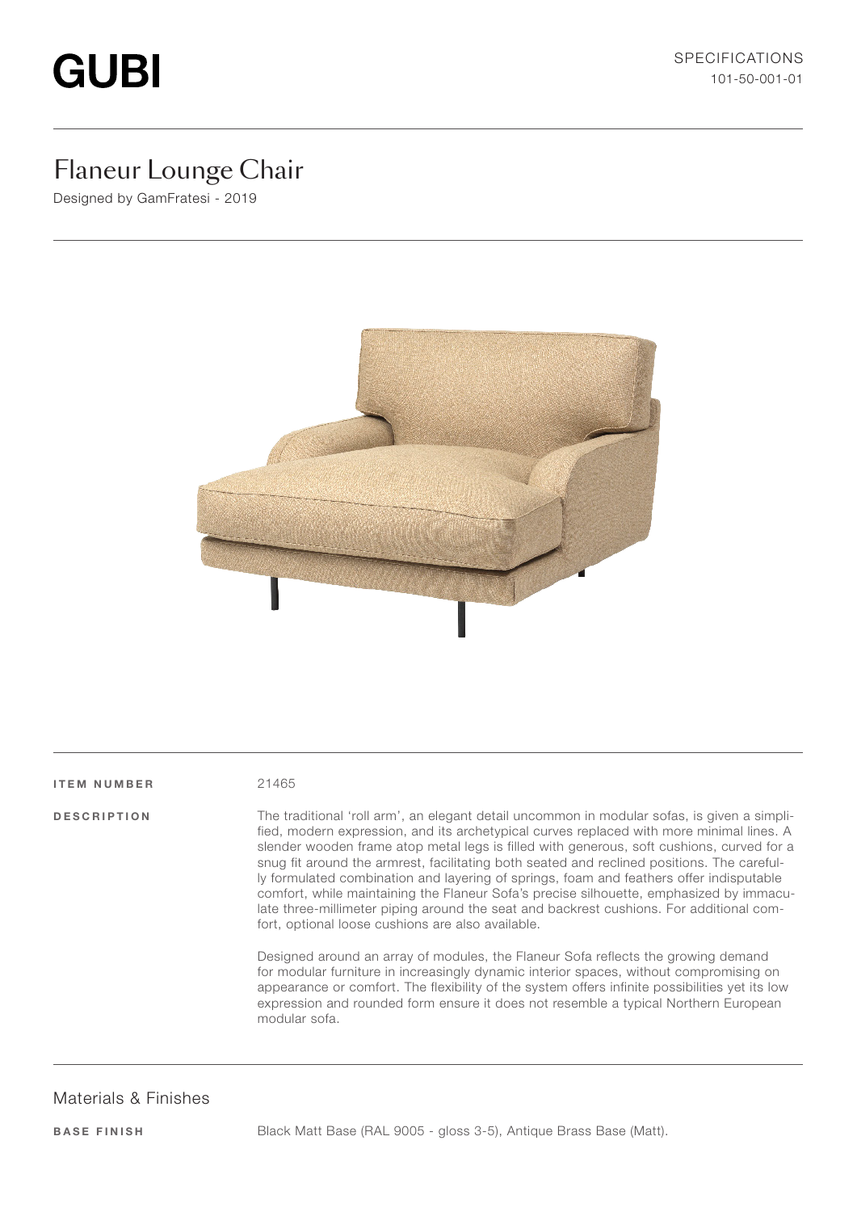GUBI

SPECIFICATIONS
101-50-001-01

# Flaneur Lounge Chair

Designed by GamFratesi - 2019

**ITEM NUMBER**

21465

**DESCRIPTION**

The traditional 'roll arm', an elegant detail uncommon in modular sofas, is given a simplified, modern expression, and its archetypical curves replaced with more minimal lines. A slender wooden frame atop metal legs is filled with generous, soft cushions, curved for a snug fit around the armrest, facilitating both seated and reclined positions. The carefully formulated combination and layering of springs, foam and feathers offer indisputable comfort, while maintaining the Flaneur Sofa's precise silhouette, emphasized by immaculate three-millimeter piping around the seat and backrest cushions. For additional comfort, optional loose cushions are also available.

Designed around an array of modules, the Flaneur Sofa reflects the growing demand for modular furniture in increasingly dynamic interior spaces, without compromising on appearance or comfort. The flexibility of the system offers infinite possibilities yet its low expression and rounded form ensure it does not resemble a typical Northern European modular sofa.

## Materials & Finishes

**BASE FINISH**

Black Matt Base (RAL 9005 - gloss 3-5), Antique Brass Base (Matt).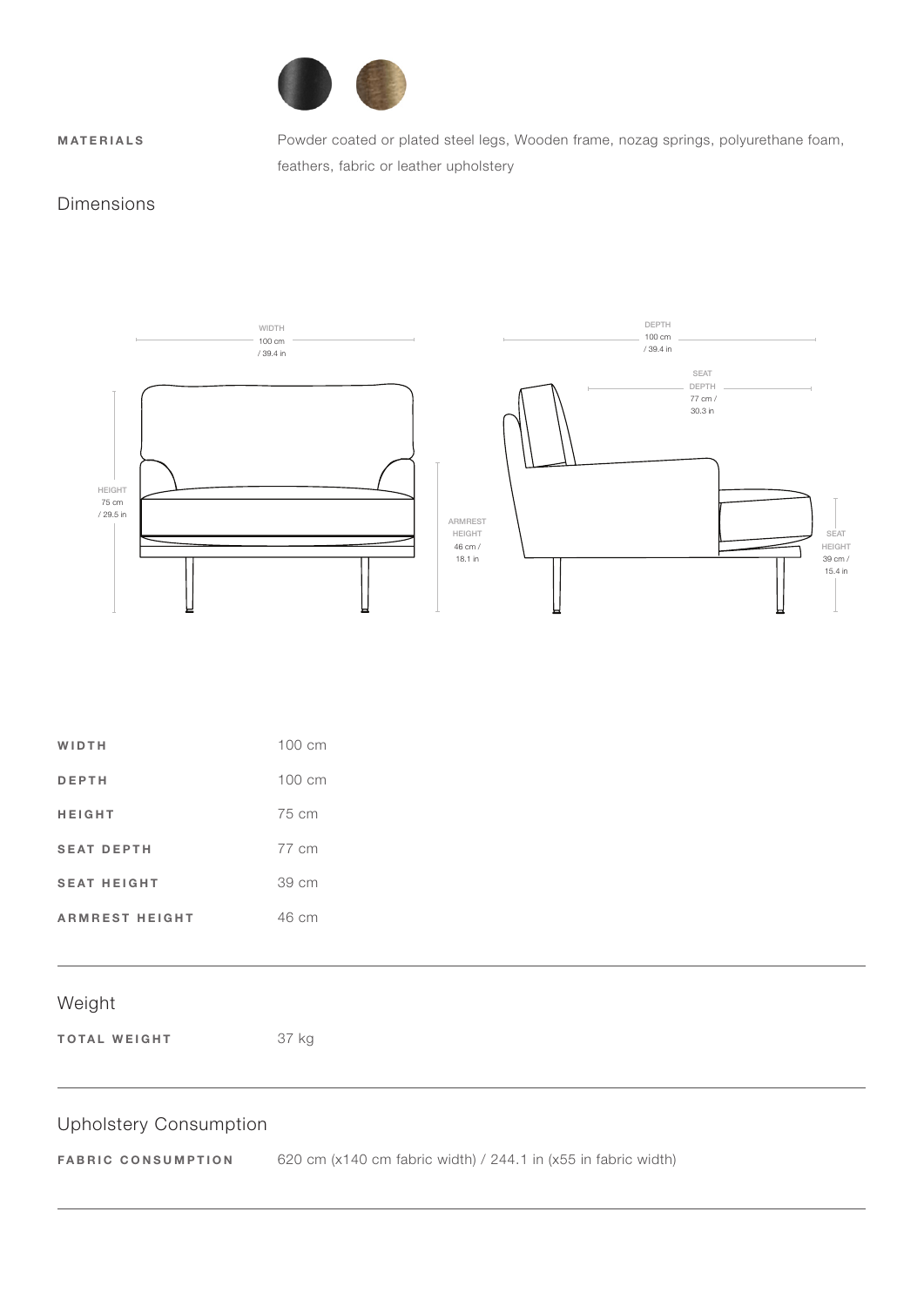**MATERIALS** Powder coated or plated steel legs, Wooden frame, nozag springs, polyurethane foam, feathers, fabric or leather upholstery

## Dimensions

WIDTH
100 cm
/ 39.4 in

DEPTH
100 cm
/ 39.4 in

SEAT
DEPTH
77 cm /
30.3 in

HEIGHT
75 cm
/ 29.5 in

ARMREST
HEIGHT
46 cm /
18.1 in

SEAT
HEIGHT
39 cm /
15.4 in

| | |
|---|---|
| **WIDTH** | 100 cm |
| **DEPTH** | 100 cm |
| **HEIGHT** | 75 cm |
| **SEAT DEPTH** | 77 cm |
| **SEAT HEIGHT** | 39 cm |
| **ARMREST HEIGHT** | 46 cm |

## Weight

**TOTAL WEIGHT** 37 kg

## Upholstery Consumption

**FABRIC CONSUMPTION** 620 cm (x140 cm fabric width) / 244.1 in (x55 in fabric width)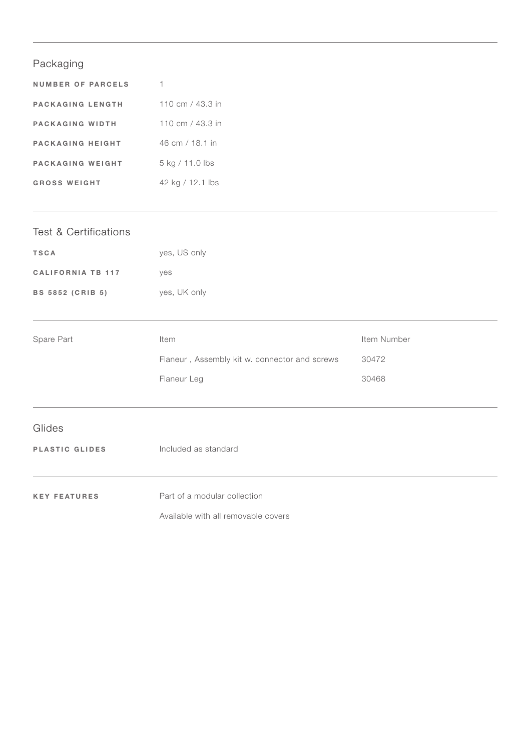## Packaging

| | |
|---|---|
| **NUMBER OF PARCELS** | 1 |
| **PACKAGING LENGTH** | 110 cm / 43.3 in |
| **PACKAGING WIDTH** | 110 cm / 43.3 in |
| **PACKAGING HEIGHT** | 46 cm / 18.1 in |
| **PACKAGING WEIGHT** | 5 kg / 11.0 lbs |
| **GROSS WEIGHT** | 42 kg / 12.1 lbs |

## Test & Certifications

| | |
|---|---|
| **TSCA** | yes, US only |
| **CALIFORNIA TB 117** | yes |
| **BS 5852 (CRIB 5)** | yes, UK only |

| Spare Part | Item | Item Number |
|---|---|---|
| | Flaneur , Assembly kit w. connector and screws | 30472 |
| | Flaneur Leg | 30468 |

## Glides

| | |
|---|---|
| **PLASTIC GLIDES** | Included as standard |

| | |
|---|---|
| **KEY FEATURES** | Part of a modular collection |
| | Available with all removable covers |